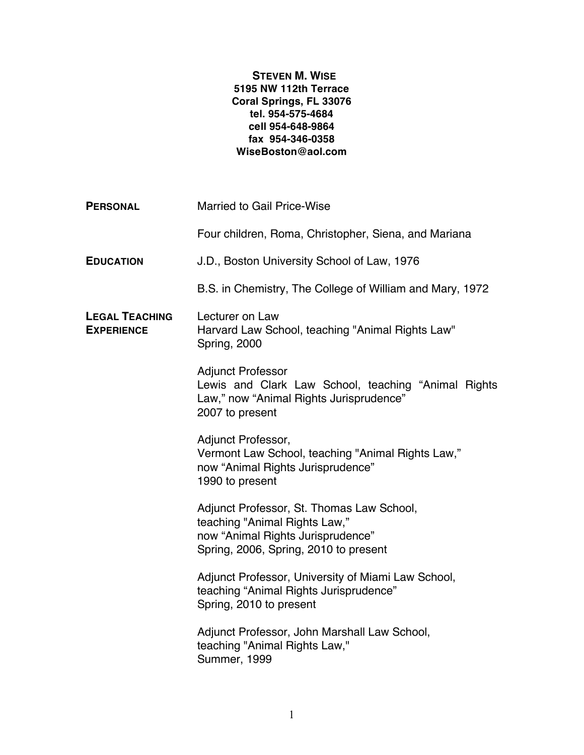# STEVEN M. WISE

**5195 NW 112th Terrace**
**Coral Springs, FL 33076**
**tel. 954-575-4684**
**cell 954-648-9864**
**fax 954-346-0358**
**WiseBoston@aol.com**

## PERSONAL

Married to Gail Price-Wise

Four children, Roma, Christopher, Siena, and Mariana

## EDUCATION

J.D., Boston University School of Law, 1976

B.S. in Chemistry, The College of William and Mary, 1972

## LEGAL TEACHING EXPERIENCE

Lecturer on Law
Harvard Law School, teaching "Animal Rights Law"
Spring, 2000

Adjunct Professor
Lewis and Clark Law School, teaching "Animal Rights Law," now "Animal Rights Jurisprudence"
2007 to present

Adjunct Professor,
Vermont Law School, teaching "Animal Rights Law," now "Animal Rights Jurisprudence"
1990 to present

Adjunct Professor, St. Thomas Law School,
teaching "Animal Rights Law,"
now "Animal Rights Jurisprudence"
Spring, 2006, Spring, 2010 to present

Adjunct Professor, University of Miami Law School,
teaching "Animal Rights Jurisprudence"
Spring, 2010 to present

Adjunct Professor, John Marshall Law School,
teaching "Animal Rights Law,"
Summer, 1999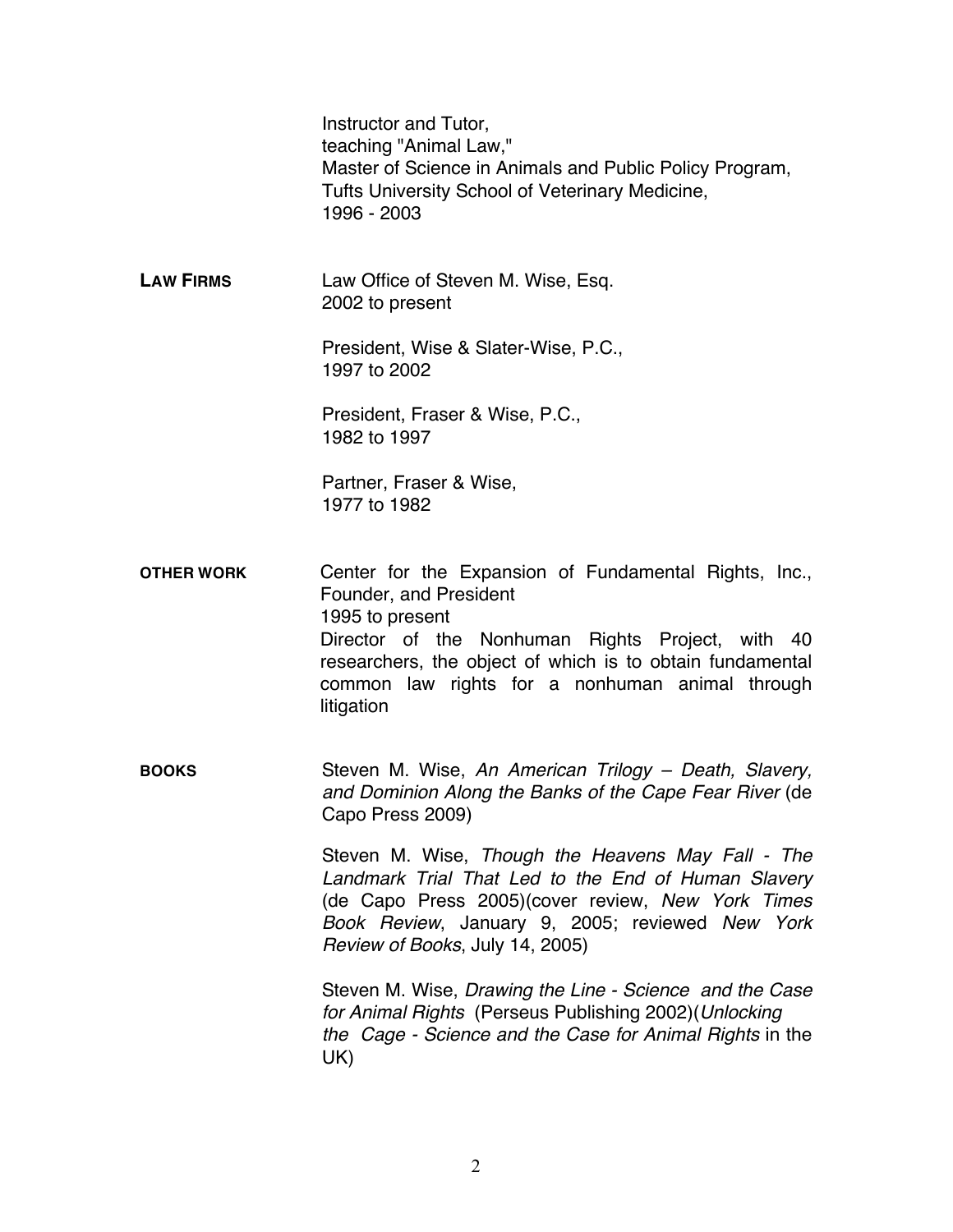Instructor and Tutor,
teaching "Animal Law,"
Master of Science in Animals and Public Policy Program,
Tufts University School of Veterinary Medicine,
1996 - 2003

**LAW FIRMS**

Law Office of Steven M. Wise, Esq.
2002 to present

President, Wise & Slater-Wise, P.C.,
1997 to 2002

President, Fraser & Wise, P.C.,
1982 to 1997

Partner, Fraser & Wise,
1977 to 1982

**OTHER WORK**

Center for the Expansion of Fundamental Rights, Inc., Founder, and President
1995 to present
Director of the Nonhuman Rights Project, with 40 researchers, the object of which is to obtain fundamental common law rights for a nonhuman animal through litigation

**BOOKS**

Steven M. Wise, *An American Trilogy – Death, Slavery, and Dominion Along the Banks of the Cape Fear River* (de Capo Press 2009)

Steven M. Wise, *Though the Heavens May Fall - The Landmark Trial That Led to the End of Human Slavery* (de Capo Press 2005)(cover review, *New York Times Book Review*, January 9, 2005; reviewed *New York Review of Books*, July 14, 2005)

Steven M. Wise, *Drawing the Line - Science and the Case for Animal Rights* (Perseus Publishing 2002)(*Unlocking the Cage - Science and the Case for Animal Rights* in the UK)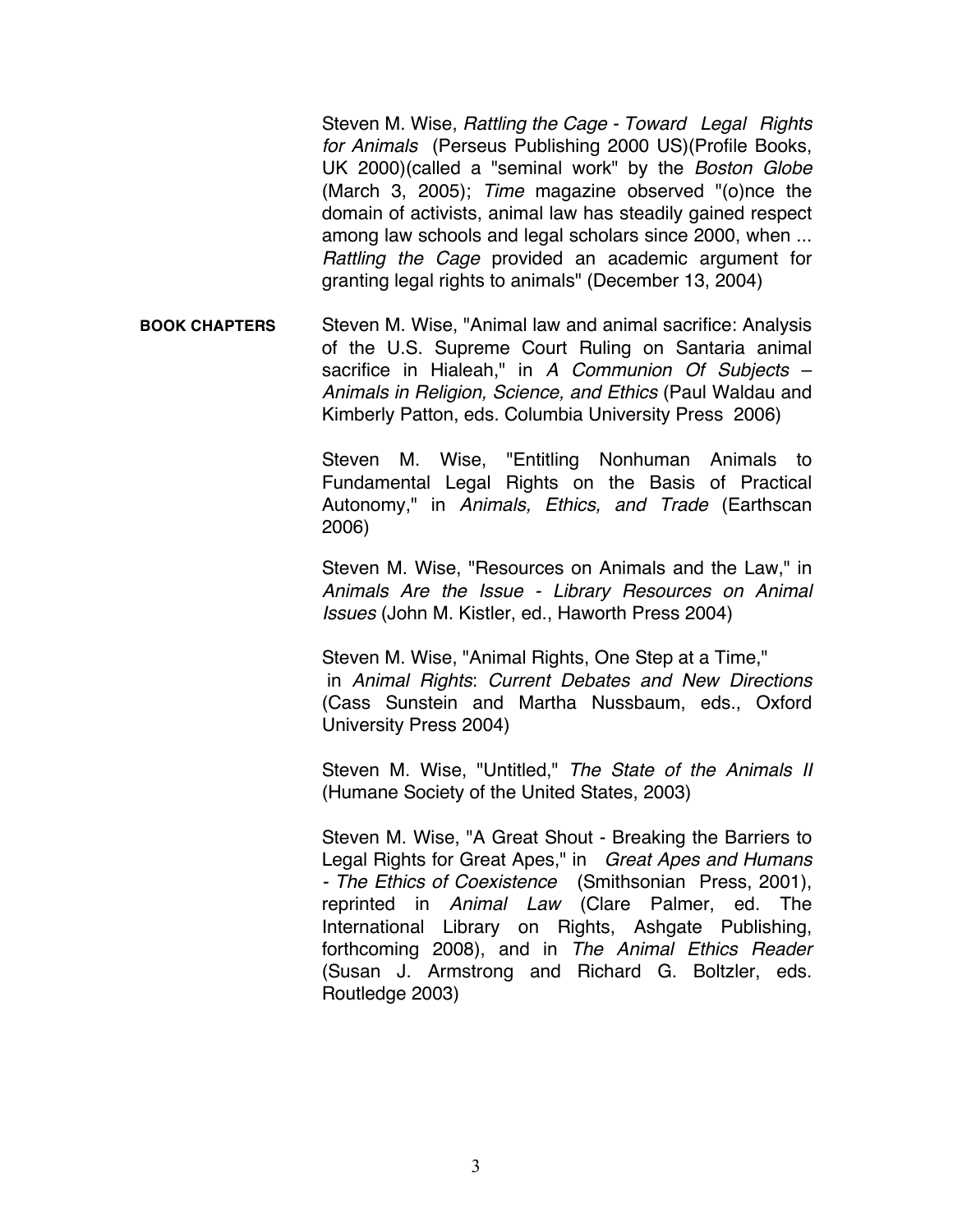Steven M. Wise, *Rattling the Cage - Toward Legal Rights for Animals* (Perseus Publishing 2000 US)(Profile Books, UK 2000)(called a "seminal work" by the *Boston Globe* (March 3, 2005); *Time* magazine observed "(o)nce the domain of activists, animal law has steadily gained respect among law schools and legal scholars since 2000, when ... *Rattling the Cage* provided an academic argument for granting legal rights to animals" (December 13, 2004)

**BOOK CHAPTERS**

Steven M. Wise, "Animal law and animal sacrifice: Analysis of the U.S. Supreme Court Ruling on Santaria animal sacrifice in Hialeah," in *A Communion Of Subjects – Animals in Religion, Science, and Ethics* (Paul Waldau and Kimberly Patton, eds. Columbia University Press 2006)

Steven M. Wise, "Entitling Nonhuman Animals to Fundamental Legal Rights on the Basis of Practical Autonomy," in *Animals, Ethics, and Trade* (Earthscan 2006)

Steven M. Wise, "Resources on Animals and the Law," in *Animals Are the Issue - Library Resources on Animal Issues* (John M. Kistler, ed., Haworth Press 2004)

Steven M. Wise, "Animal Rights, One Step at a Time," in *Animal Rights*: *Current Debates and New Directions* (Cass Sunstein and Martha Nussbaum, eds., Oxford University Press 2004)

Steven M. Wise, "Untitled," *The State of the Animals II* (Humane Society of the United States, 2003)

Steven M. Wise, "A Great Shout - Breaking the Barriers to Legal Rights for Great Apes," in *Great Apes and Humans - The Ethics of Coexistence* (Smithsonian Press, 2001), reprinted in *Animal Law* (Clare Palmer, ed. The International Library on Rights, Ashgate Publishing, forthcoming 2008), and in *The Animal Ethics Reader* (Susan J. Armstrong and Richard G. Boltzler, eds. Routledge 2003)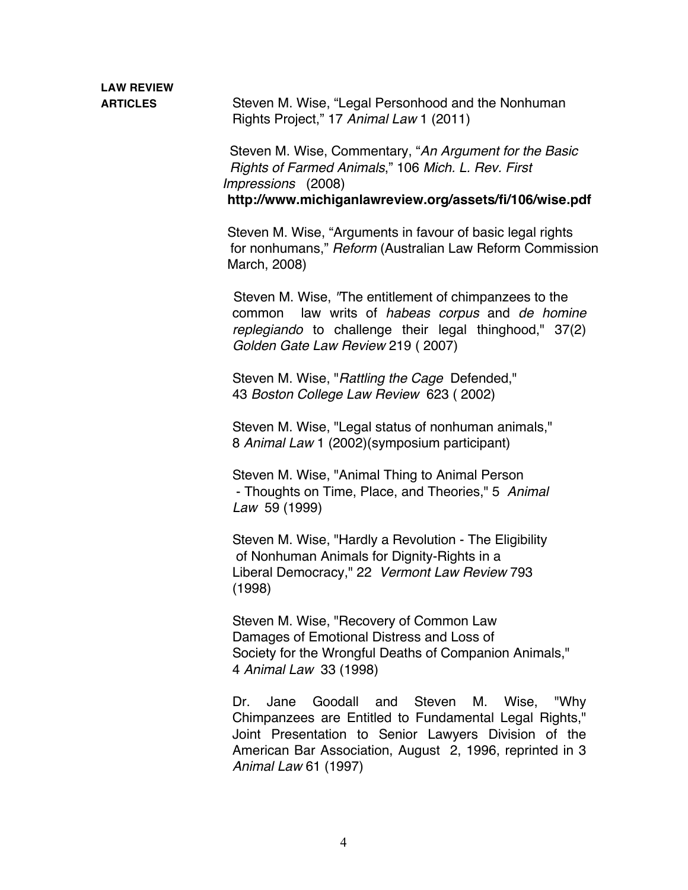**LAW REVIEW ARTICLES**

Steven M. Wise, "Legal Personhood and the Nonhuman Rights Project," 17 *Animal Law* 1 (2011)

Steven M. Wise, Commentary, "*An Argument for the Basic Rights of Farmed Animals*," 106 *Mich. L. Rev. First Impressions* (2008) **http://www.michiganlawreview.org/assets/fi/106/wise.pdf**

Steven M. Wise, "Arguments in favour of basic legal rights for nonhumans," *Reform* (Australian Law Reform Commission March, 2008)

Steven M. Wise, "The entitlement of chimpanzees to the common law writs of *habeas corpus* and *de homine replegiando* to challenge their legal thinghood," 37(2) *Golden Gate Law Review* 219 ( 2007)

Steven M. Wise, "*Rattling the Cage* Defended," 43 *Boston College Law Review* 623 ( 2002)

Steven M. Wise, "Legal status of nonhuman animals," 8 *Animal Law* 1 (2002)(symposium participant)

Steven M. Wise, "Animal Thing to Animal Person - Thoughts on Time, Place, and Theories," 5 *Animal Law* 59 (1999)

Steven M. Wise, "Hardly a Revolution - The Eligibility of Nonhuman Animals for Dignity-Rights in a Liberal Democracy," 22 *Vermont Law Review* 793 (1998)

Steven M. Wise, "Recovery of Common Law Damages of Emotional Distress and Loss of Society for the Wrongful Deaths of Companion Animals," 4 *Animal Law* 33 (1998)

Dr. Jane Goodall and Steven M. Wise, "Why Chimpanzees are Entitled to Fundamental Legal Rights," Joint Presentation to Senior Lawyers Division of the American Bar Association, August 2, 1996, reprinted in 3 *Animal Law* 61 (1997)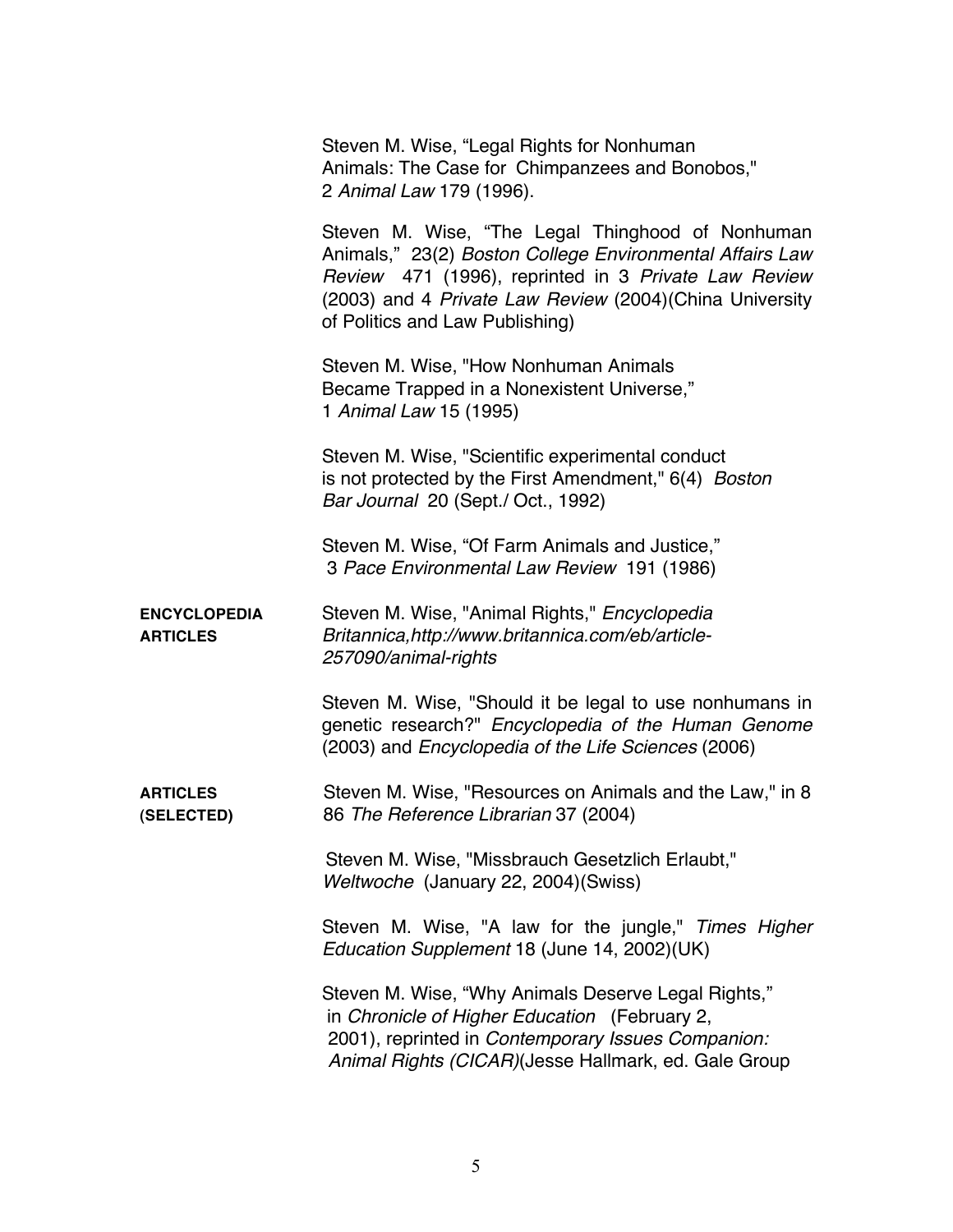Steven M. Wise, "Legal Rights for Nonhuman Animals: The Case for Chimpanzees and Bonobos," 2 *Animal Law* 179 (1996).

Steven M. Wise, "The Legal Thinghood of Nonhuman Animals," 23(2) *Boston College Environmental Affairs Law Review* 471 (1996), reprinted in 3 *Private Law Review* (2003) and 4 *Private Law Review* (2004)(China University of Politics and Law Publishing)

Steven M. Wise, "How Nonhuman Animals Became Trapped in a Nonexistent Universe," 1 *Animal Law* 15 (1995)

Steven M. Wise, "Scientific experimental conduct is not protected by the First Amendment," 6(4) *Boston Bar Journal* 20 (Sept./ Oct., 1992)

Steven M. Wise, "Of Farm Animals and Justice," 3 *Pace Environmental Law Review* 191 (1986)

**ENCYCLOPEDIA ARTICLES**

Steven M. Wise, "Animal Rights," *Encyclopedia Britannica,http://www.britannica.com/eb/article-257090/animal-rights*

Steven M. Wise, "Should it be legal to use nonhumans in genetic research?" *Encyclopedia of the Human Genome* (2003) and *Encyclopedia of the Life Sciences* (2006)

**ARTICLES (SELECTED)**

Steven M. Wise, "Resources on Animals and the Law," in 8 86 *The Reference Librarian* 37 (2004)

Steven M. Wise, "Missbrauch Gesetzlich Erlaubt," *Weltwoche* (January 22, 2004)(Swiss)

Steven M. Wise, "A law for the jungle," *Times Higher Education Supplement* 18 (June 14, 2002)(UK)

Steven M. Wise, "Why Animals Deserve Legal Rights," in *Chronicle of Higher Education* (February 2, 2001), reprinted in *Contemporary Issues Companion: Animal Rights (CICAR)*(Jesse Hallmark, ed. Gale Group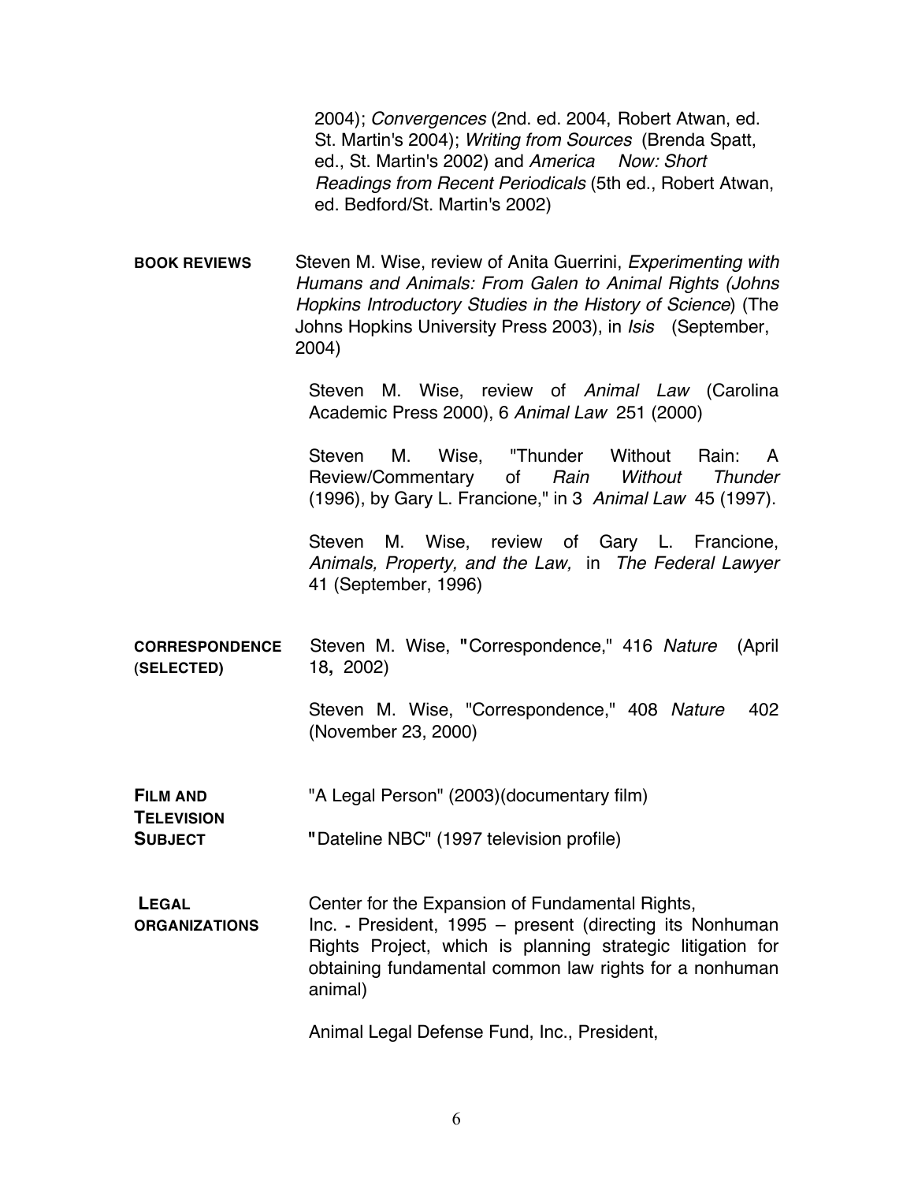2004); *Convergences* (2nd. ed. 2004, Robert Atwan, ed. St. Martin's 2004); *Writing from Sources* (Brenda Spatt, ed., St. Martin's 2002) and *America Now: Short Readings from Recent Periodicals* (5th ed., Robert Atwan, ed. Bedford/St. Martin's 2002)

**BOOK REVIEWS**

Steven M. Wise, review of Anita Guerrini, *Experimenting with Humans and Animals: From Galen to Animal Rights (Johns Hopkins Introductory Studies in the History of Science*) (The Johns Hopkins University Press 2003), in *Isis* (September, 2004)

Steven M. Wise, review of *Animal Law* (Carolina Academic Press 2000), 6 *Animal Law* 251 (2000)

Steven M. Wise, "Thunder Without Rain: A Review/Commentary of *Rain Without Thunder* (1996), by Gary L. Francione," in 3 *Animal Law* 45 (1997).

Steven M. Wise, review of Gary L. Francione, *Animals, Property, and the Law,* in *The Federal Lawyer* 41 (September, 1996)

**CORRESPONDENCE (SELECTED)**

Steven M. Wise, "Correspondence," 416 *Nature* (April 18, 2002)

Steven M. Wise, "Correspondence," 408 *Nature* 402 (November 23, 2000)

**FILM AND TELEVISION SUBJECT**

"A Legal Person" (2003)(documentary film)

"Dateline NBC" (1997 television profile)

**LEGAL ORGANIZATIONS**

Center for the Expansion of Fundamental Rights, Inc. - President, 1995 – present (directing its Nonhuman Rights Project, which is planning strategic litigation for obtaining fundamental common law rights for a nonhuman animal)

Animal Legal Defense Fund, Inc., President,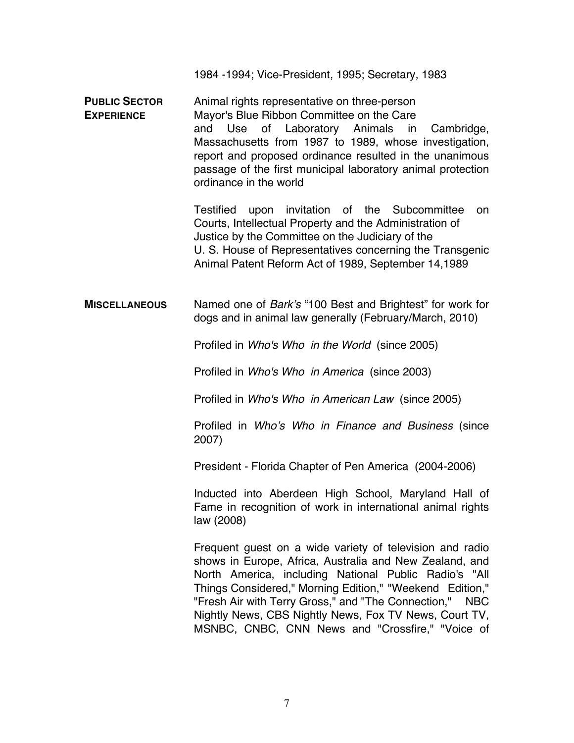1984 -1994; Vice-President, 1995; Secretary, 1983

**PUBLIC SECTOR EXPERIENCE**

Animal rights representative on three-person Mayor's Blue Ribbon Committee on the Care and Use of Laboratory Animals in Cambridge, Massachusetts from 1987 to 1989, whose investigation, report and proposed ordinance resulted in the unanimous passage of the first municipal laboratory animal protection ordinance in the world

Testified upon invitation of the Subcommittee on Courts, Intellectual Property and the Administration of Justice by the Committee on the Judiciary of the U. S. House of Representatives concerning the Transgenic Animal Patent Reform Act of 1989, September 14,1989

**MISCELLANEOUS**

Named one of *Bark's* "100 Best and Brightest" for work for dogs and in animal law generally (February/March, 2010)

Profiled in *Who's Who in the World* (since 2005)

Profiled in *Who's Who in America* (since 2003)

Profiled in *Who's Who in American Law* (since 2005)

Profiled in *Who's Who in Finance and Business* (since 2007)

President - Florida Chapter of Pen America (2004-2006)

Inducted into Aberdeen High School, Maryland Hall of Fame in recognition of work in international animal rights law (2008)

Frequent guest on a wide variety of television and radio shows in Europe, Africa, Australia and New Zealand, and North America, including National Public Radio's "All Things Considered," Morning Edition," "Weekend Edition," "Fresh Air with Terry Gross," and "The Connection," NBC Nightly News, CBS Nightly News, Fox TV News, Court TV, MSNBC, CNBC, CNN News and "Crossfire," "Voice of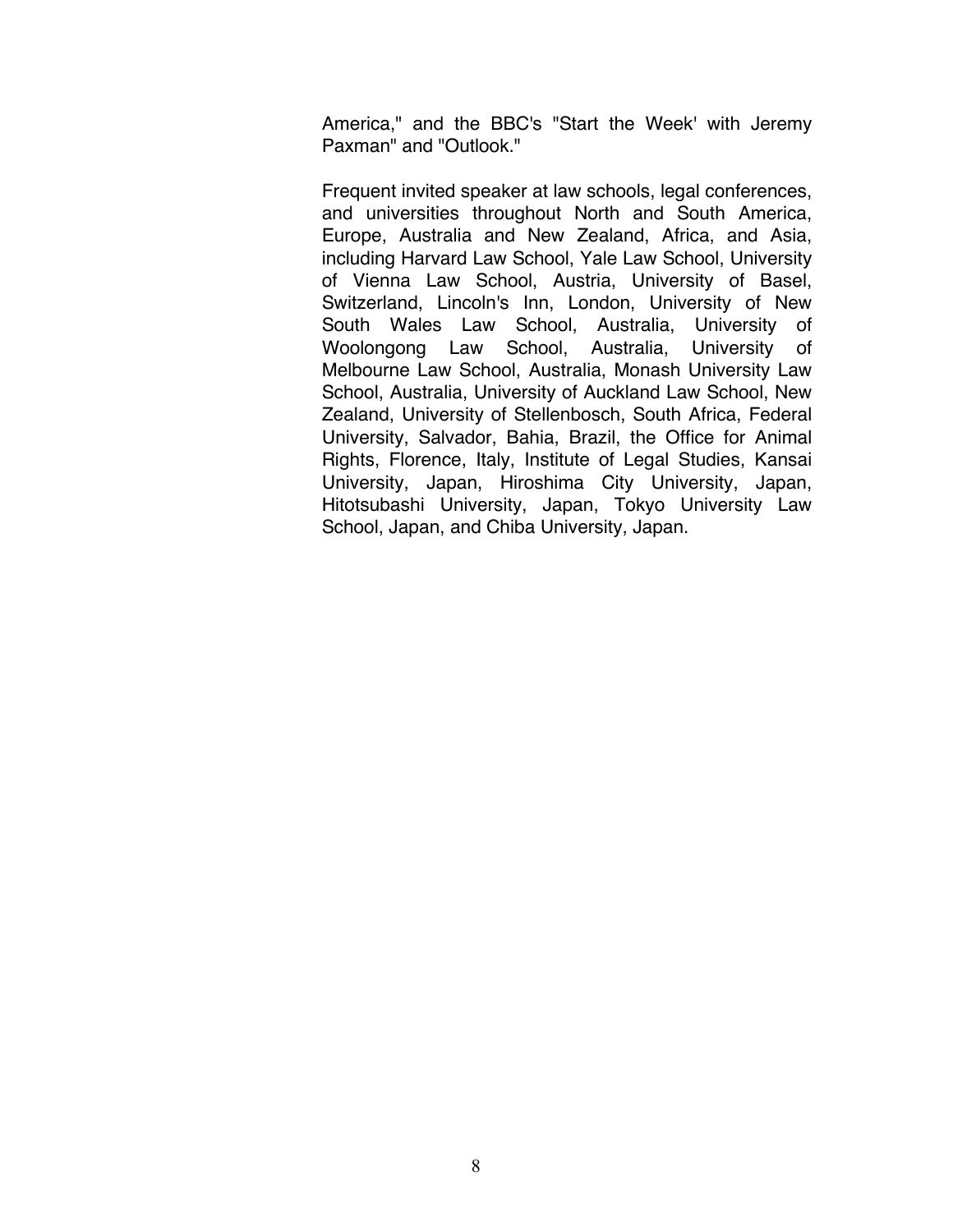America," and the BBC's "Start the Week' with Jeremy Paxman" and "Outlook."

Frequent invited speaker at law schools, legal conferences, and universities throughout North and South America, Europe, Australia and New Zealand, Africa, and Asia, including Harvard Law School, Yale Law School, University of Vienna Law School, Austria, University of Basel, Switzerland, Lincoln's Inn, London, University of New South Wales Law School, Australia, University of Woolongong Law School, Australia, University of Melbourne Law School, Australia, Monash University Law School, Australia, University of Auckland Law School, New Zealand, University of Stellenbosch, South Africa, Federal University, Salvador, Bahia, Brazil, the Office for Animal Rights, Florence, Italy, Institute of Legal Studies, Kansai University, Japan, Hiroshima City University, Japan, Hitotsubashi University, Japan, Tokyo University Law School, Japan, and Chiba University, Japan.